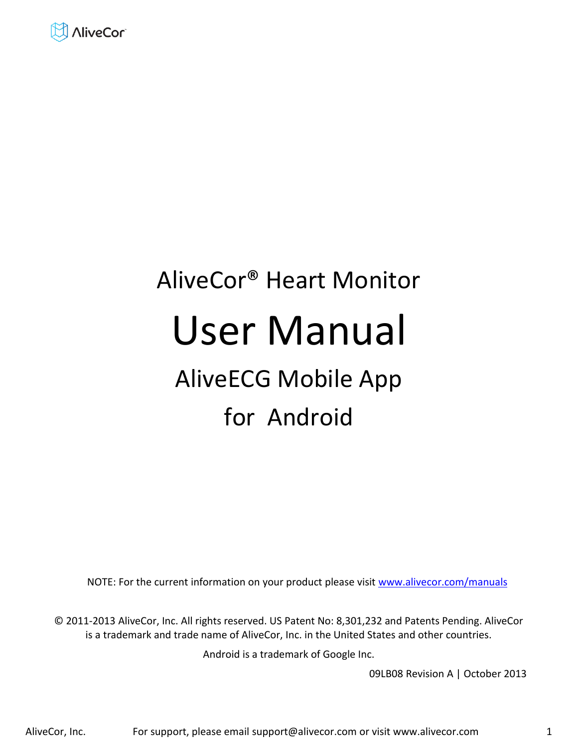AliveCor® Heart Monitor

# User Manual

## AliveECG Mobile App

## for Android

NOTE: For the current information on your product please visit [www.alivecor.com/manuals](http://www.alivecor.com/manuals)

© 2011-2013 AliveCor, Inc. All rights reserved. US Patent No: 8,301,232 and Patents Pending. AliveCor is a trademark and trade name of AliveCor, Inc. in the United States and other countries.

Android is a trademark of Google Inc.

09LB08 Revision A | October 2013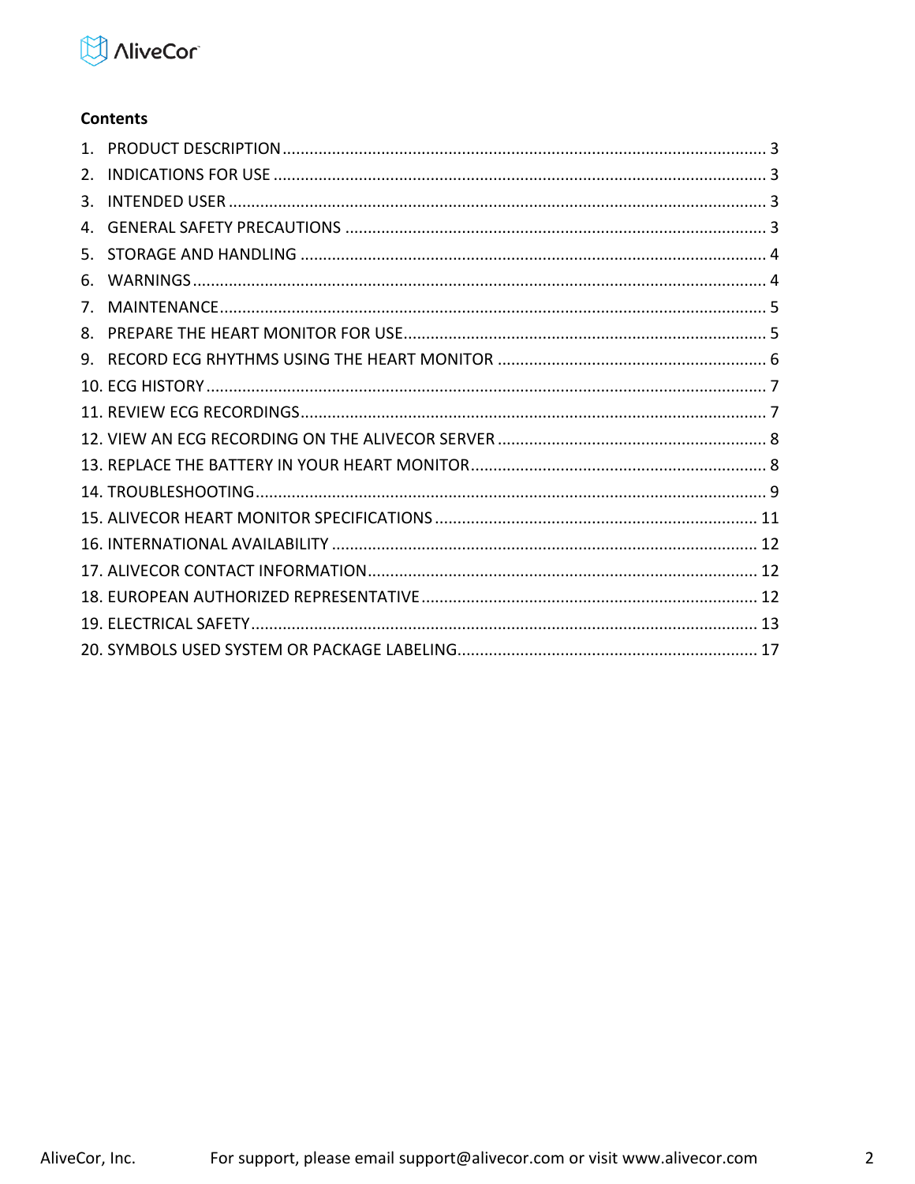## Contents

1. PRODUCT DESCRIPTION ... 3
2. INDICATIONS FOR USE ... 3
3. INTENDED USER ... 3
4. GENERAL SAFETY PRECAUTIONS ... 3
5. STORAGE AND HANDLING ... 4
6. WARNINGS ... 4
7. MAINTENANCE ... 5
8. PREPARE THE HEART MONITOR FOR USE ... 5
9. RECORD ECG RHYTHMS USING THE HEART MONITOR ... 6
10. ECG HISTORY ... 7
11. REVIEW ECG RECORDINGS ... 7
12. VIEW AN ECG RECORDING ON THE ALIVECOR SERVER ... 8
13. REPLACE THE BATTERY IN YOUR HEART MONITOR ... 8
14. TROUBLESHOOTING ... 9
15. ALIVECOR HEART MONITOR SPECIFICATIONS ... 11
16. INTERNATIONAL AVAILABILITY ... 12
17. ALIVECOR CONTACT INFORMATION ... 12
18. EUROPEAN AUTHORIZED REPRESENTATIVE ... 12
19. ELECTRICAL SAFETY ... 13
20. SYMBOLS USED SYSTEM OR PACKAGE LABELING ... 17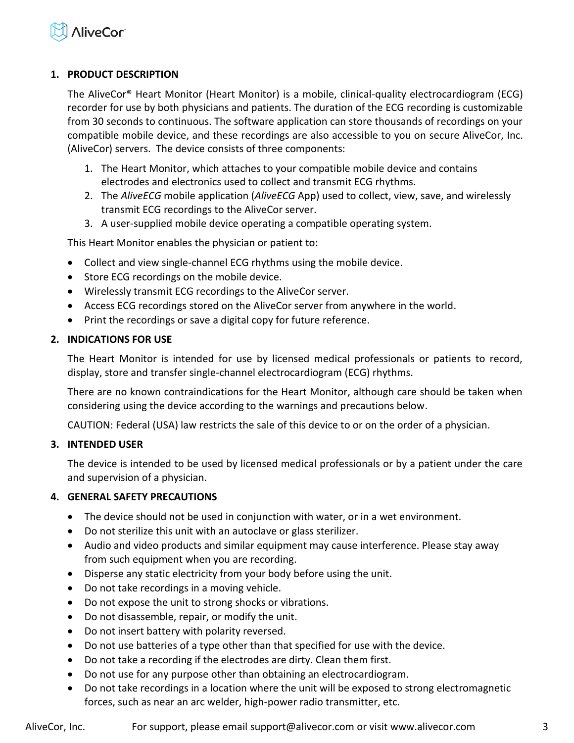## 1. PRODUCT DESCRIPTION

The AliveCor® Heart Monitor (Heart Monitor) is a mobile, clinical-quality electrocardiogram (ECG) recorder for use by both physicians and patients. The duration of the ECG recording is customizable from 30 seconds to continuous. The software application can store thousands of recordings on your compatible mobile device, and these recordings are also accessible to you on secure AliveCor, Inc. (AliveCor) servers. The device consists of three components:

1. The Heart Monitor, which attaches to your compatible mobile device and contains electrodes and electronics used to collect and transmit ECG rhythms.
2. The *AliveECG* mobile application (*AliveECG* App) used to collect, view, save, and wirelessly transmit ECG recordings to the AliveCor server.
3. A user-supplied mobile device operating a compatible operating system.

This Heart Monitor enables the physician or patient to:

- Collect and view single-channel ECG rhythms using the mobile device.
- Store ECG recordings on the mobile device.
- Wirelessly transmit ECG recordings to the AliveCor server.
- Access ECG recordings stored on the AliveCor server from anywhere in the world.
- Print the recordings or save a digital copy for future reference.

## 2. INDICATIONS FOR USE

The Heart Monitor is intended for use by licensed medical professionals or patients to record, display, store and transfer single-channel electrocardiogram (ECG) rhythms.

There are no known contraindications for the Heart Monitor, although care should be taken when considering using the device according to the warnings and precautions below.

CAUTION: Federal (USA) law restricts the sale of this device to or on the order of a physician.

## 3. INTENDED USER

The device is intended to be used by licensed medical professionals or by a patient under the care and supervision of a physician.

## 4. GENERAL SAFETY PRECAUTIONS

- The device should not be used in conjunction with water, or in a wet environment.
- Do not sterilize this unit with an autoclave or glass sterilizer.
- Audio and video products and similar equipment may cause interference. Please stay away from such equipment when you are recording.
- Disperse any static electricity from your body before using the unit.
- Do not take recordings in a moving vehicle.
- Do not expose the unit to strong shocks or vibrations.
- Do not disassemble, repair, or modify the unit.
- Do not insert battery with polarity reversed.
- Do not use batteries of a type other than that specified for use with the device.
- Do not take a recording if the electrodes are dirty. Clean them first.
- Do not use for any purpose other than obtaining an electrocardiogram.
- Do not take recordings in a location where the unit will be exposed to strong electromagnetic forces, such as near an arc welder, high-power radio transmitter, etc.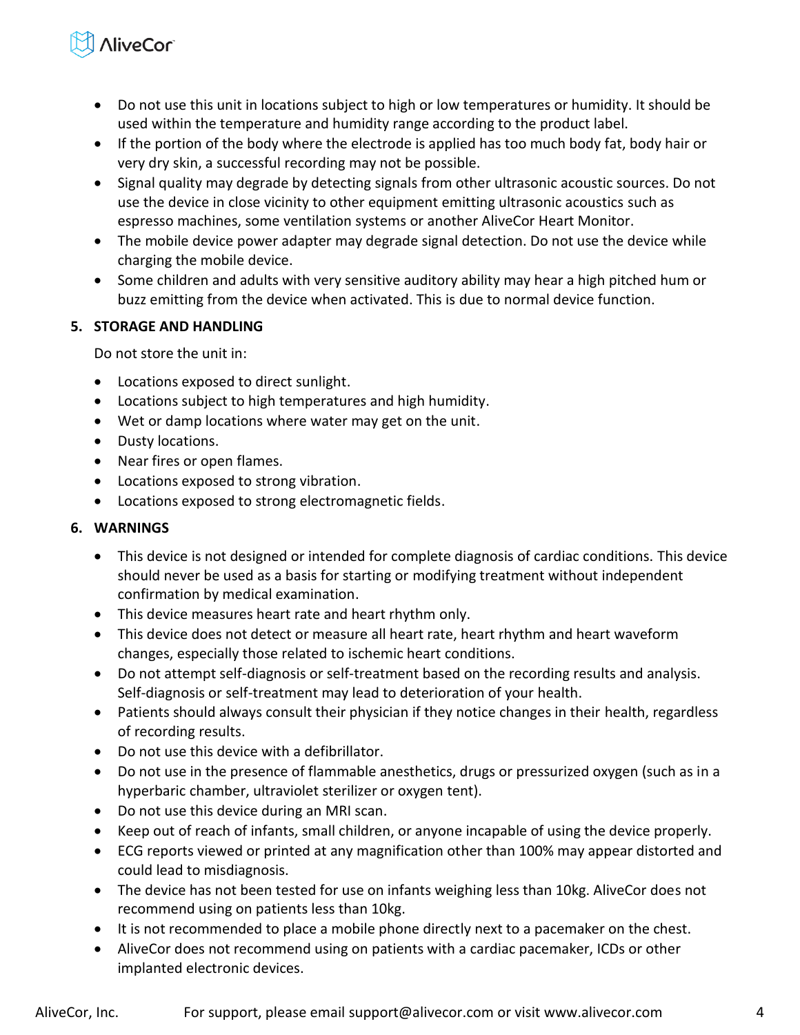- Do not use this unit in locations subject to high or low temperatures or humidity. It should be used within the temperature and humidity range according to the product label.
- If the portion of the body where the electrode is applied has too much body fat, body hair or very dry skin, a successful recording may not be possible.
- Signal quality may degrade by detecting signals from other ultrasonic acoustic sources. Do not use the device in close vicinity to other equipment emitting ultrasonic acoustics such as espresso machines, some ventilation systems or another AliveCor Heart Monitor.
- The mobile device power adapter may degrade signal detection. Do not use the device while charging the mobile device.
- Some children and adults with very sensitive auditory ability may hear a high pitched hum or buzz emitting from the device when activated. This is due to normal device function.

## 5. STORAGE AND HANDLING

Do not store the unit in:

- Locations exposed to direct sunlight.
- Locations subject to high temperatures and high humidity.
- Wet or damp locations where water may get on the unit.
- Dusty locations.
- Near fires or open flames.
- Locations exposed to strong vibration.
- Locations exposed to strong electromagnetic fields.

## 6. WARNINGS

- This device is not designed or intended for complete diagnosis of cardiac conditions. This device should never be used as a basis for starting or modifying treatment without independent confirmation by medical examination.
- This device measures heart rate and heart rhythm only.
- This device does not detect or measure all heart rate, heart rhythm and heart waveform changes, especially those related to ischemic heart conditions.
- Do not attempt self-diagnosis or self-treatment based on the recording results and analysis. Self-diagnosis or self-treatment may lead to deterioration of your health.
- Patients should always consult their physician if they notice changes in their health, regardless of recording results.
- Do not use this device with a defibrillator.
- Do not use in the presence of flammable anesthetics, drugs or pressurized oxygen (such as in a hyperbaric chamber, ultraviolet sterilizer or oxygen tent).
- Do not use this device during an MRI scan.
- Keep out of reach of infants, small children, or anyone incapable of using the device properly.
- ECG reports viewed or printed at any magnification other than 100% may appear distorted and could lead to misdiagnosis.
- The device has not been tested for use on infants weighing less than 10kg. AliveCor does not recommend using on patients less than 10kg.
- It is not recommended to place a mobile phone directly next to a pacemaker on the chest.
- AliveCor does not recommend using on patients with a cardiac pacemaker, ICDs or other implanted electronic devices.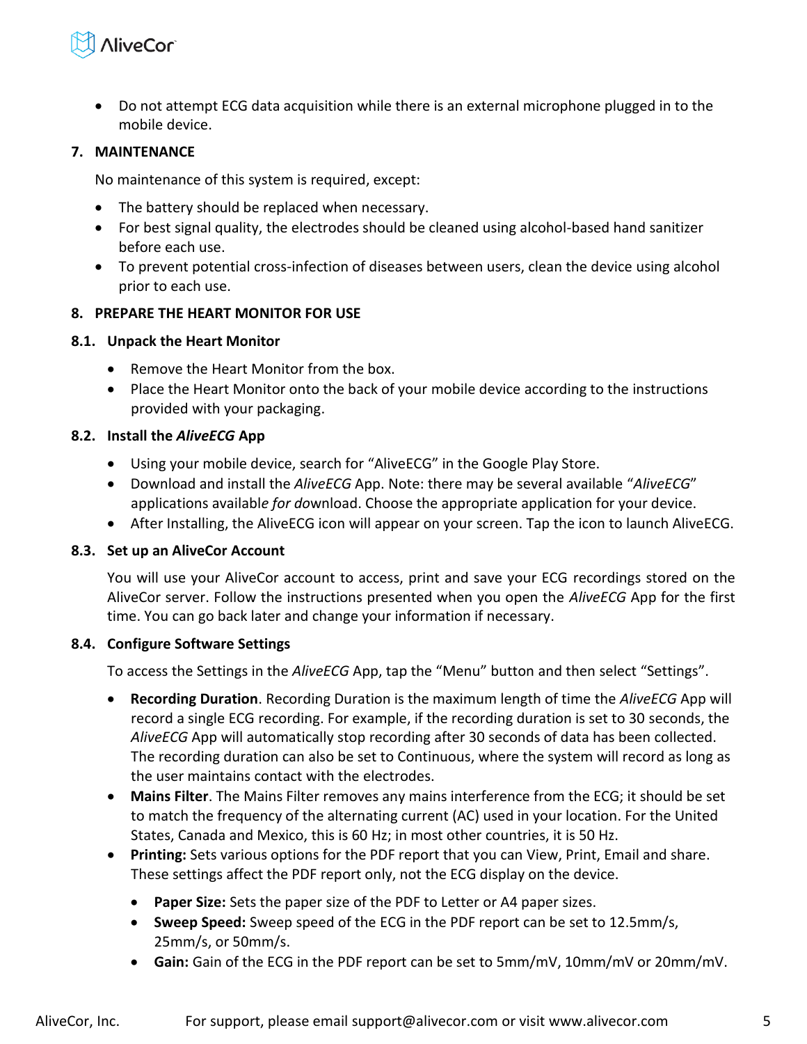- Do not attempt ECG data acquisition while there is an external microphone plugged in to the mobile device.

## 7. MAINTENANCE

No maintenance of this system is required, except:

- The battery should be replaced when necessary.
- For best signal quality, the electrodes should be cleaned using alcohol-based hand sanitizer before each use.
- To prevent potential cross-infection of diseases between users, clean the device using alcohol prior to each use.

## 8. PREPARE THE HEART MONITOR FOR USE

### 8.1. Unpack the Heart Monitor

- Remove the Heart Monitor from the box.
- Place the Heart Monitor onto the back of your mobile device according to the instructions provided with your packaging.

### 8.2. Install the *AliveECG* App

- Using your mobile device, search for “AliveECG” in the Google Play Store.
- Download and install the *AliveECG* App. Note: there may be several available “*AliveECG*” applications availabl*e for do*wnload. Choose the appropriate application for your device.
- After Installing, the AliveECG icon will appear on your screen. Tap the icon to launch AliveECG.

### 8.3. Set up an AliveCor Account

You will use your AliveCor account to access, print and save your ECG recordings stored on the AliveCor server. Follow the instructions presented when you open the *AliveECG* App for the first time. You can go back later and change your information if necessary.

### 8.4. Configure Software Settings

To access the Settings in the *AliveECG* App, tap the “Menu” button and then select “Settings”.

- **Recording Duration**. Recording Duration is the maximum length of time the *AliveECG* App will record a single ECG recording. For example, if the recording duration is set to 30 seconds, the *AliveECG* App will automatically stop recording after 30 seconds of data has been collected. The recording duration can also be set to Continuous, where the system will record as long as the user maintains contact with the electrodes.
- **Mains Filter**. The Mains Filter removes any mains interference from the ECG; it should be set to match the frequency of the alternating current (AC) used in your location. For the United States, Canada and Mexico, this is 60 Hz; in most other countries, it is 50 Hz.
- **Printing:** Sets various options for the PDF report that you can View, Print, Email and share. These settings affect the PDF report only, not the ECG display on the device.
  - **Paper Size:** Sets the paper size of the PDF to Letter or A4 paper sizes.
  - **Sweep Speed:** Sweep speed of the ECG in the PDF report can be set to 12.5mm/s, 25mm/s, or 50mm/s.
  - **Gain:** Gain of the ECG in the PDF report can be set to 5mm/mV, 10mm/mV or 20mm/mV.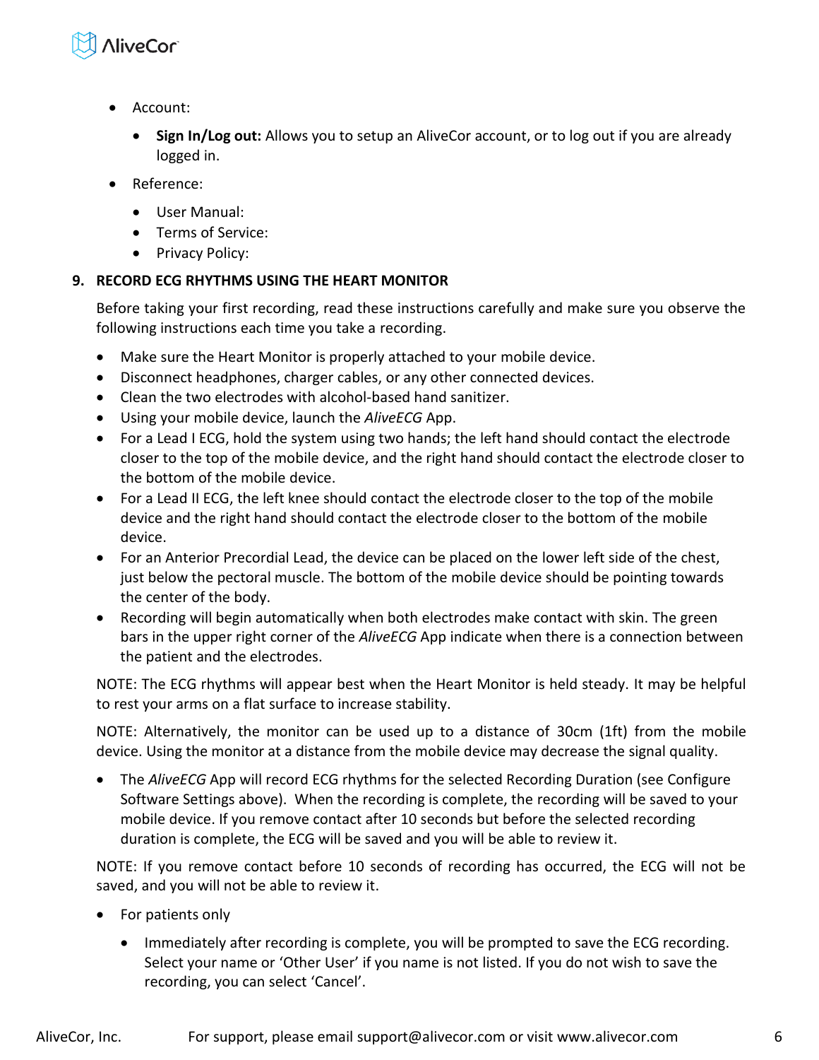- Account:
  - **Sign In/Log out:** Allows you to setup an AliveCor account, or to log out if you are already logged in.
- Reference:
  - User Manual:
  - Terms of Service:
  - Privacy Policy:

## 9. RECORD ECG RHYTHMS USING THE HEART MONITOR

Before taking your first recording, read these instructions carefully and make sure you observe the following instructions each time you take a recording.

- Make sure the Heart Monitor is properly attached to your mobile device.
- Disconnect headphones, charger cables, or any other connected devices.
- Clean the two electrodes with alcohol-based hand sanitizer.
- Using your mobile device, launch the *AliveECG* App.
- For a Lead I ECG, hold the system using two hands; the left hand should contact the electrode closer to the top of the mobile device, and the right hand should contact the electrode closer to the bottom of the mobile device.
- For a Lead II ECG, the left knee should contact the electrode closer to the top of the mobile device and the right hand should contact the electrode closer to the bottom of the mobile device.
- For an Anterior Precordial Lead, the device can be placed on the lower left side of the chest, just below the pectoral muscle. The bottom of the mobile device should be pointing towards the center of the body.
- Recording will begin automatically when both electrodes make contact with skin. The green bars in the upper right corner of the *AliveECG* App indicate when there is a connection between the patient and the electrodes.

NOTE: The ECG rhythms will appear best when the Heart Monitor is held steady. It may be helpful to rest your arms on a flat surface to increase stability.

NOTE: Alternatively, the monitor can be used up to a distance of 30cm (1ft) from the mobile device. Using the monitor at a distance from the mobile device may decrease the signal quality.

- The *AliveECG* App will record ECG rhythms for the selected Recording Duration (see Configure Software Settings above). When the recording is complete, the recording will be saved to your mobile device. If you remove contact after 10 seconds but before the selected recording duration is complete, the ECG will be saved and you will be able to review it.

NOTE: If you remove contact before 10 seconds of recording has occurred, the ECG will not be saved, and you will not be able to review it.

- For patients only
  - Immediately after recording is complete, you will be prompted to save the ECG recording. Select your name or 'Other User' if you name is not listed. If you do not wish to save the recording, you can select 'Cancel'.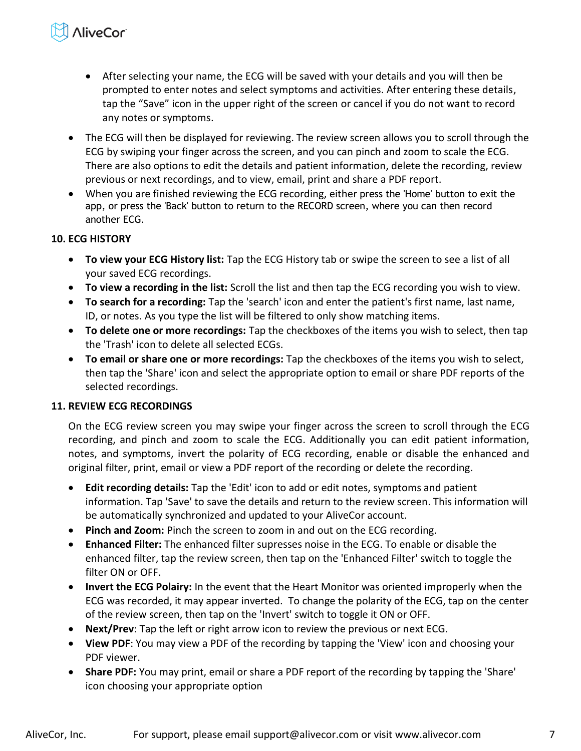- After selecting your name, the ECG will be saved with your details and you will then be prompted to enter notes and select symptoms and activities. After entering these details, tap the “Save” icon in the upper right of the screen or cancel if you do not want to record any notes or symptoms.

- The ECG will then be displayed for reviewing. The review screen allows you to scroll through the ECG by swiping your finger across the screen, and you can pinch and zoom to scale the ECG. There are also options to edit the details and patient information, delete the recording, review previous or next recordings, and to view, email, print and share a PDF report.
- When you are finished reviewing the ECG recording, either press the 'Home' button to exit the app, or press the 'Back' button to return to the RECORD screen, where you can then record another ECG.

**10. ECG HISTORY**

- **To view your ECG History list:** Tap the ECG History tab or swipe the screen to see a list of all your saved ECG recordings.
- **To view a recording in the list:** Scroll the list and then tap the ECG recording you wish to view.
- **To search for a recording:** Tap the 'search' icon and enter the patient's first name, last name, ID, or notes. As you type the list will be filtered to only show matching items.
- **To delete one or more recordings:** Tap the checkboxes of the items you wish to select, then tap the 'Trash' icon to delete all selected ECGs.
- **To email or share one or more recordings:** Tap the checkboxes of the items you wish to select, then tap the 'Share' icon and select the appropriate option to email or share PDF reports of the selected recordings.

**11. REVIEW ECG RECORDINGS**

On the ECG review screen you may swipe your finger across the screen to scroll through the ECG recording, and pinch and zoom to scale the ECG. Additionally you can edit patient information, notes, and symptoms, invert the polarity of ECG recording, enable or disable the enhanced and original filter, print, email or view a PDF report of the recording or delete the recording.

- **Edit recording details:** Tap the 'Edit' icon to add or edit notes, symptoms and patient information. Tap 'Save' to save the details and return to the review screen. This information will be automatically synchronized and updated to your AliveCor account.
- **Pinch and Zoom:** Pinch the screen to zoom in and out on the ECG recording.
- **Enhanced Filter:** The enhanced filter supresses noise in the ECG. To enable or disable the enhanced filter, tap the review screen, then tap on the 'Enhanced Filter' switch to toggle the filter ON or OFF.
- **Invert the ECG Polairy:** In the event that the Heart Monitor was oriented improperly when the ECG was recorded, it may appear inverted. To change the polarity of the ECG, tap on the center of the review screen, then tap on the 'Invert' switch to toggle it ON or OFF.
- **Next/Prev**: Tap the left or right arrow icon to review the previous or next ECG.
- **View PDF**: You may view a PDF of the recording by tapping the 'View' icon and choosing your PDF viewer.
- **Share PDF:** You may print, email or share a PDF report of the recording by tapping the 'Share' icon choosing your appropriate option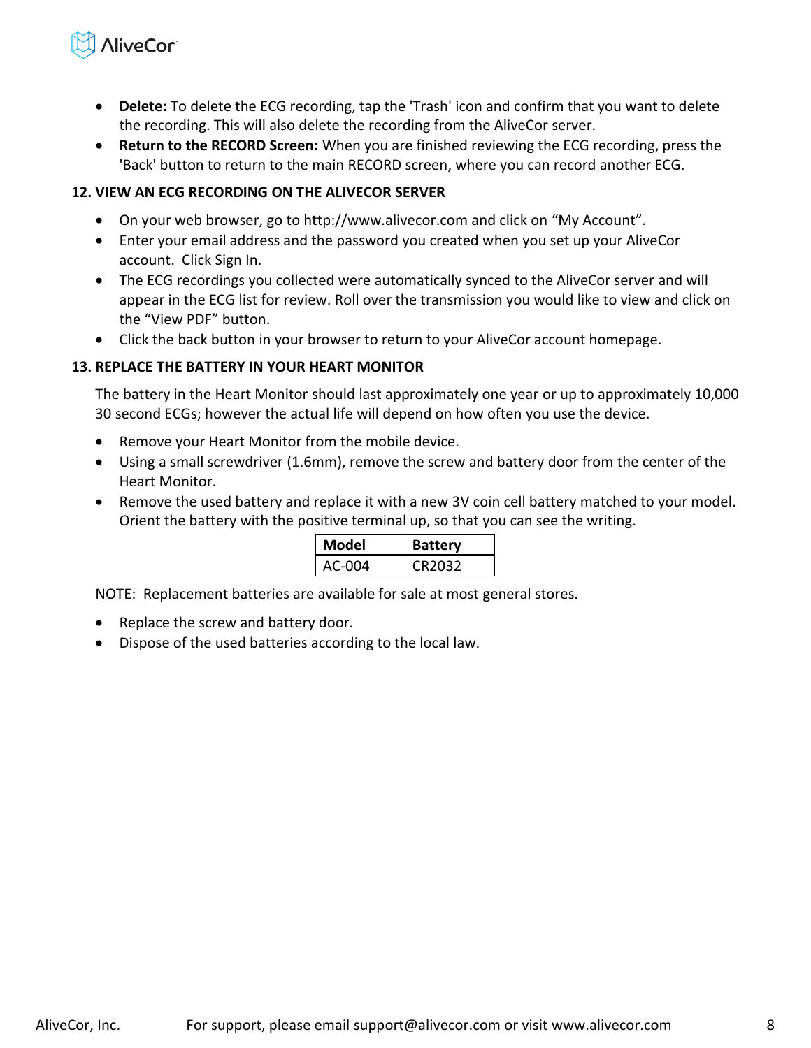- **Delete:** To delete the ECG recording, tap the 'Trash' icon and confirm that you want to delete the recording. This will also delete the recording from the AliveCor server.
- **Return to the RECORD Screen:** When you are finished reviewing the ECG recording, press the 'Back' button to return to the main RECORD screen, where you can record another ECG.

## 12. VIEW AN ECG RECORDING ON THE ALIVECOR SERVER

- On your web browser, go to http://www.alivecor.com and click on "My Account".
- Enter your email address and the password you created when you set up your AliveCor account. Click Sign In.
- The ECG recordings you collected were automatically synced to the AliveCor server and will appear in the ECG list for review. Roll over the transmission you would like to view and click on the "View PDF" button.
- Click the back button in your browser to return to your AliveCor account homepage.

## 13. REPLACE THE BATTERY IN YOUR HEART MONITOR

The battery in the Heart Monitor should last approximately one year or up to approximately 10,000 30 second ECGs; however the actual life will depend on how often you use the device.

- Remove your Heart Monitor from the mobile device.
- Using a small screwdriver (1.6mm), remove the screw and battery door from the center of the Heart Monitor.
- Remove the used battery and replace it with a new 3V coin cell battery matched to your model. Orient the battery with the positive terminal up, so that you can see the writing.

| Model | Battery |
|---|---|
| AC-004 | CR2032 |

NOTE: Replacement batteries are available for sale at most general stores.

- Replace the screw and battery door.
- Dispose of the used batteries according to the local law.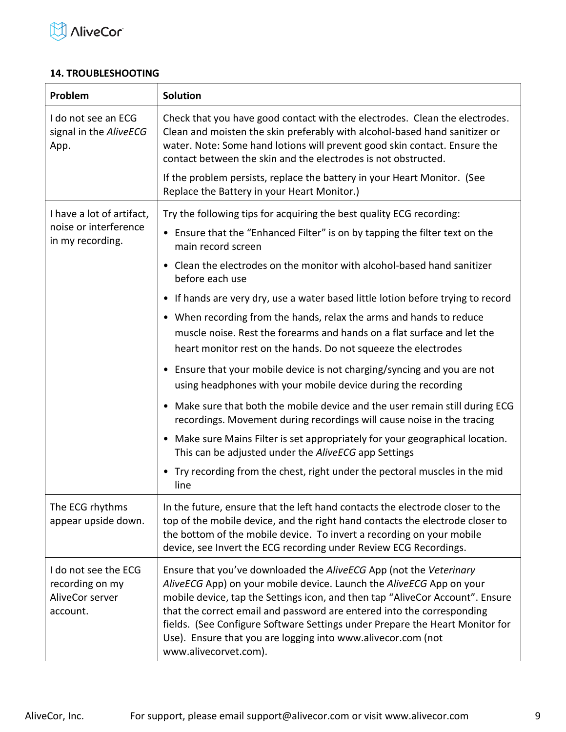## 14. TROUBLESHOOTING

| Problem | Solution |
|---|---|
| I do not see an ECG signal in the *AliveECG* App. | Check that you have good contact with the electrodes. Clean the electrodes. Clean and moisten the skin preferably with alcohol-based hand sanitizer or water. Note: Some hand lotions will prevent good skin contact. Ensure the contact between the skin and the electrodes is not obstructed.<br><br>If the problem persists, replace the battery in your Heart Monitor. (See Replace the Battery in your Heart Monitor.) |
| I have a lot of artifact, noise or interference in my recording. | Try the following tips for acquiring the best quality ECG recording:<br>• Ensure that the "Enhanced Filter" is on by tapping the filter text on the main record screen<br>• Clean the electrodes on the monitor with alcohol-based hand sanitizer before each use<br>• If hands are very dry, use a water based little lotion before trying to record<br>• When recording from the hands, relax the arms and hands to reduce muscle noise. Rest the forearms and hands on a flat surface and let the heart monitor rest on the hands. Do not squeeze the electrodes<br>• Ensure that your mobile device is not charging/syncing and you are not using headphones with your mobile device during the recording<br>• Make sure that both the mobile device and the user remain still during ECG recordings. Movement during recordings will cause noise in the tracing<br>• Make sure Mains Filter is set appropriately for your geographical location. This can be adjusted under the *AliveECG* app Settings<br>• Try recording from the chest, right under the pectoral muscles in the mid line |
| The ECG rhythms appear upside down. | In the future, ensure that the left hand contacts the electrode closer to the top of the mobile device, and the right hand contacts the electrode closer to the bottom of the mobile device. To invert a recording on your mobile device, see Invert the ECG recording under Review ECG Recordings. |
| I do not see the ECG recording on my AliveCor server account. | Ensure that you've downloaded the *AliveECG* App (not the *Veterinary AliveECG* App) on your mobile device. Launch the *AliveECG* App on your mobile device, tap the Settings icon, and then tap "AliveCor Account". Ensure that the correct email and password are entered into the corresponding fields. (See Configure Software Settings under Prepare the Heart Monitor for Use). Ensure that you are logging into www.alivecor.com (not www.alivecorvet.com). |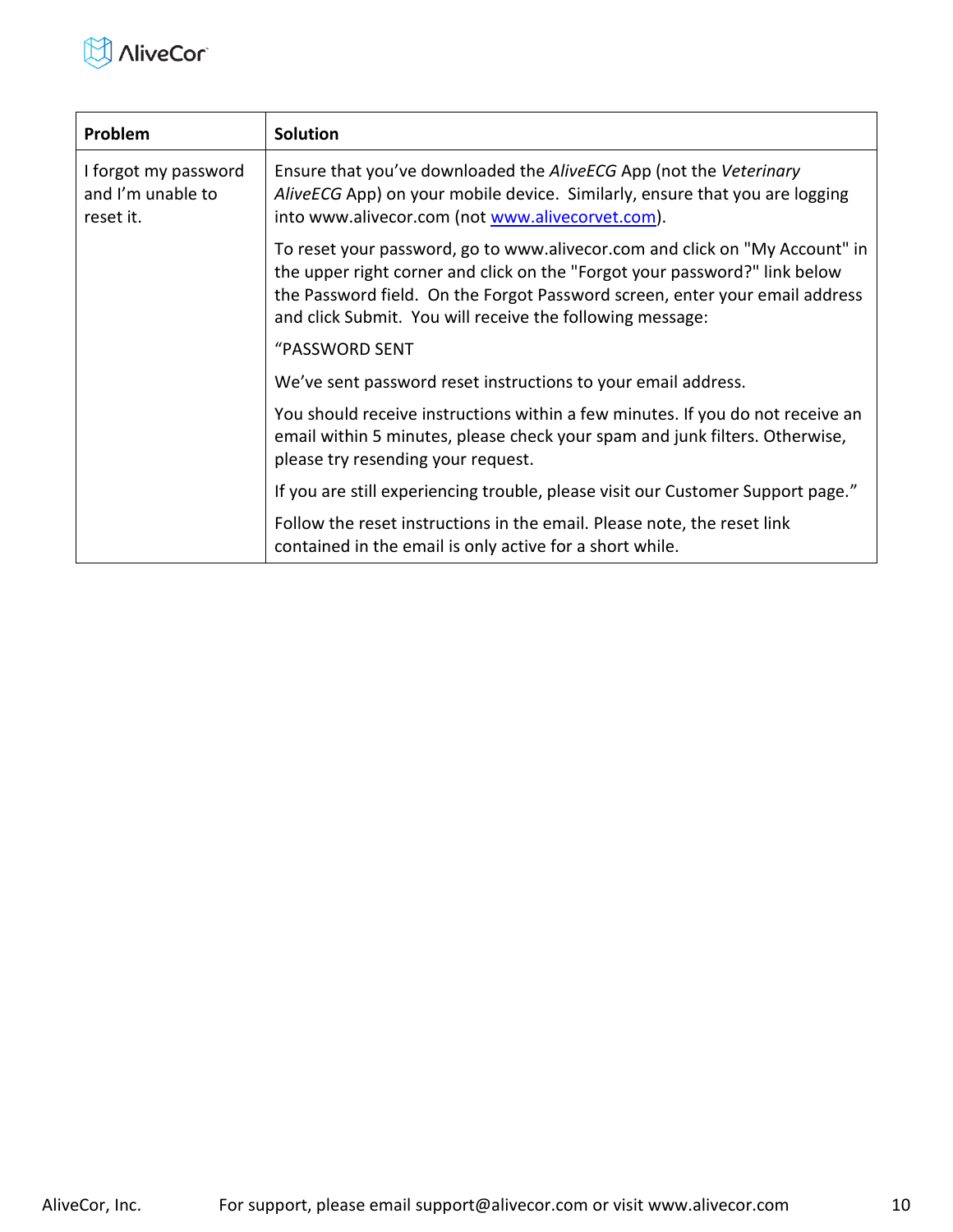| Problem | Solution |
| --- | --- |
| I forgot my password and I'm unable to reset it. | Ensure that you've downloaded the *AliveECG* App (not the *Veterinary AliveECG* App) on your mobile device. Similarly, ensure that you are logging into www.alivecor.com (not www.alivecorvet.com).<br><br>To reset your password, go to www.alivecor.com and click on "My Account" in the upper right corner and click on the "Forgot your password?" link below the Password field. On the Forgot Password screen, enter your email address and click Submit. You will receive the following message:<br><br>"PASSWORD SENT<br><br>We've sent password reset instructions to your email address.<br><br>You should receive instructions within a few minutes. If you do not receive an email within 5 minutes, please check your spam and junk filters. Otherwise, please try resending your request.<br><br>If you are still experiencing trouble, please visit our Customer Support page."<br><br>Follow the reset instructions in the email. Please note, the reset link contained in the email is only active for a short while. |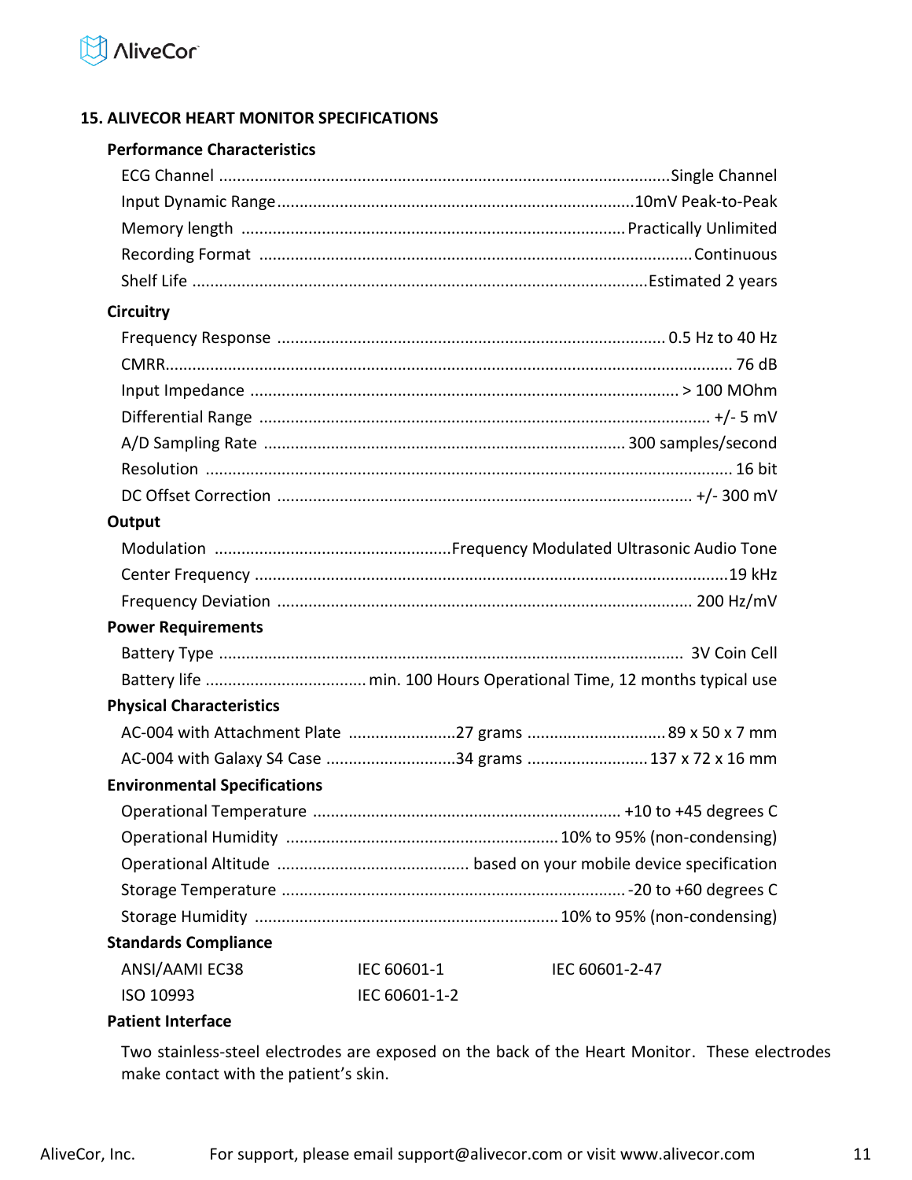## 15. ALIVECOR HEART MONITOR SPECIFICATIONS

### Performance Characteristics

| Parameter | Value |
|---|---|
| ECG Channel | Single Channel |
| Input Dynamic Range | 10mV Peak-to-Peak |
| Memory length | Practically Unlimited |
| Recording Format | Continuous |
| Shelf Life | Estimated 2 years |

### Circuitry

| Parameter | Value |
|---|---|
| Frequency Response | 0.5 Hz to 40 Hz |
| CMRR | 76 dB |
| Input Impedance | > 100 MOhm |
| Differential Range | +/- 5 mV |
| A/D Sampling Rate | 300 samples/second |
| Resolution | 16 bit |
| DC Offset Correction | +/- 300 mV |

### Output

| Parameter | Value |
|---|---|
| Modulation | Frequency Modulated Ultrasonic Audio Tone |
| Center Frequency | 19 kHz |
| Frequency Deviation | 200 Hz/mV |

### Power Requirements

| Parameter | Value |
|---|---|
| Battery Type | 3V Coin Cell |
| Battery life | min. 100 Hours Operational Time, 12 months typical use |

### Physical Characteristics

| Configuration | Weight | Dimensions |
|---|---|---|
| AC-004 with Attachment Plate | 27 grams | 89 x 50 x 7 mm |
| AC-004 with Galaxy S4 Case | 34 grams | 137 x 72 x 16 mm |

### Environmental Specifications

| Parameter | Value |
|---|---|
| Operational Temperature | +10 to +45 degrees C |
| Operational Humidity | 10% to 95% (non-condensing) |
| Operational Altitude | based on your mobile device specification |
| Storage Temperature | -20 to +60 degrees C |
| Storage Humidity | 10% to 95% (non-condensing) |

### Standards Compliance

| | | |
|---|---|---|
| ANSI/AAMI EC38 | IEC 60601-1 | IEC 60601-2-47 |
| ISO 10993 | IEC 60601-1-2 | |

### Patient Interface

Two stainless-steel electrodes are exposed on the back of the Heart Monitor. These electrodes make contact with the patient's skin.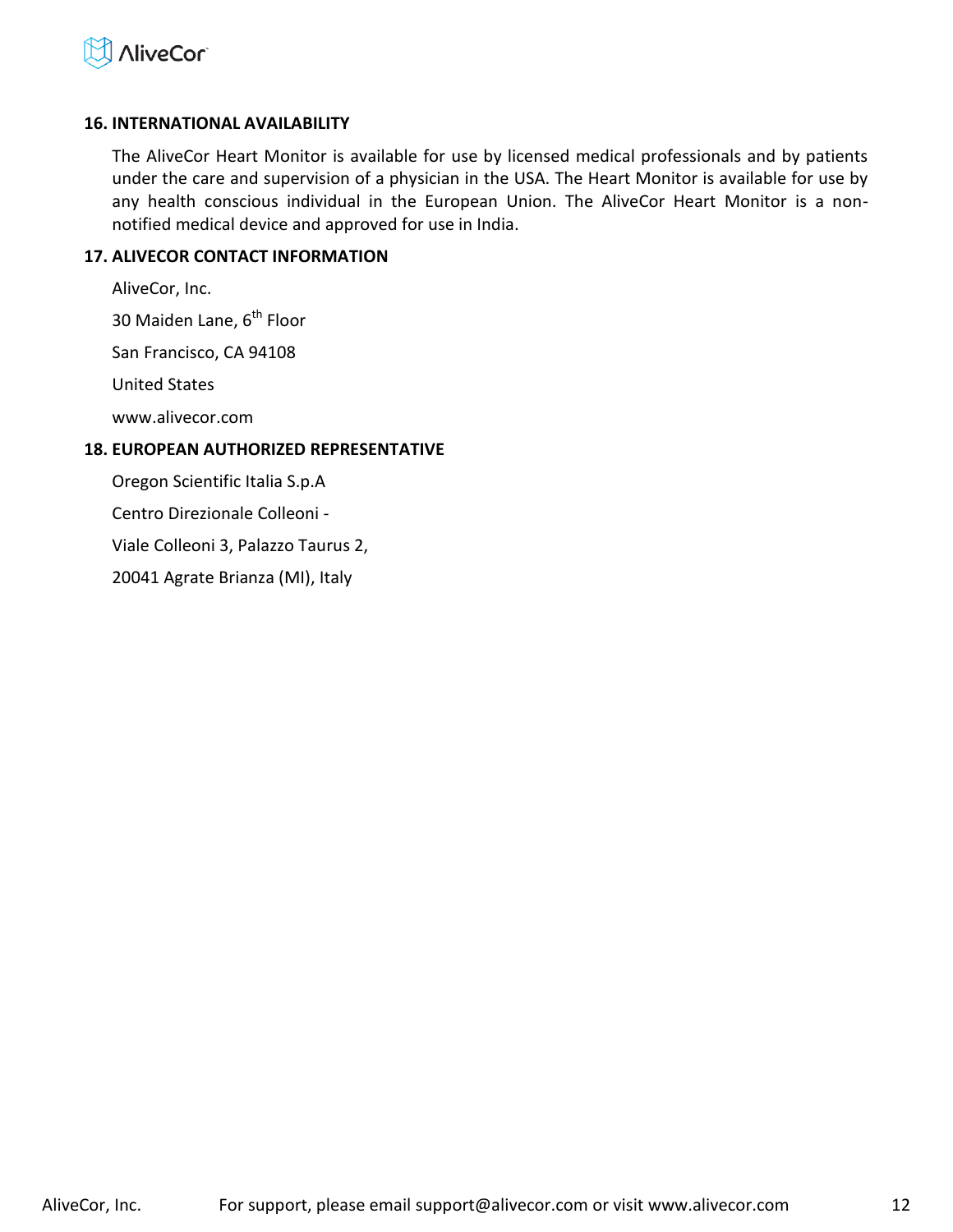## 16. INTERNATIONAL AVAILABILITY

The AliveCor Heart Monitor is available for use by licensed medical professionals and by patients under the care and supervision of a physician in the USA. The Heart Monitor is available for use by any health conscious individual in the European Union. The AliveCor Heart Monitor is a non-notified medical device and approved for use in India.

## 17. ALIVECOR CONTACT INFORMATION

AliveCor, Inc.

30 Maiden Lane, 6th Floor

San Francisco, CA 94108

United States

www.alivecor.com

## 18. EUROPEAN AUTHORIZED REPRESENTATIVE

Oregon Scientific Italia S.p.A

Centro Direzionale Colleoni -

Viale Colleoni 3, Palazzo Taurus 2,

20041 Agrate Brianza (MI), Italy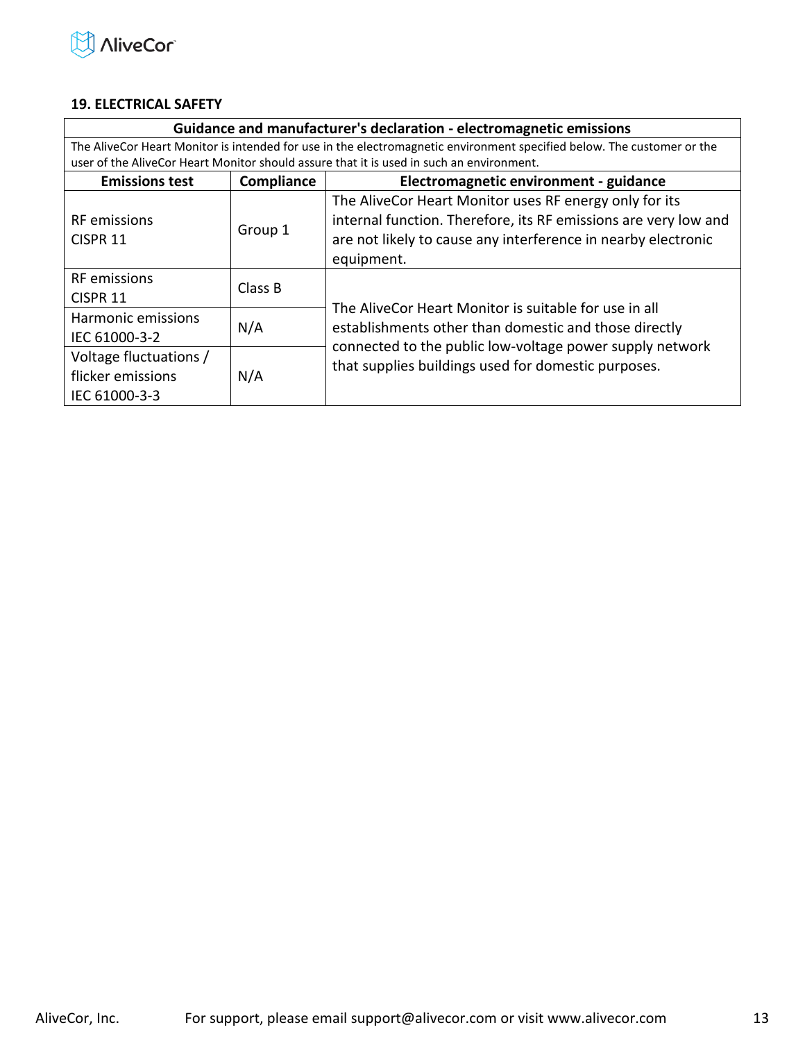## 19. ELECTRICAL SAFETY

| Guidance and manufacturer's declaration - electromagnetic emissions | | |
|---|---|---|
| The AliveCor Heart Monitor is intended for use in the electromagnetic environment specified below. The customer or the user of the AliveCor Heart Monitor should assure that it is used in such an environment. | | |
| **Emissions test** | **Compliance** | **Electromagnetic environment - guidance** |
| RF emissions CISPR 11 | Group 1 | The AliveCor Heart Monitor uses RF energy only for its internal function. Therefore, its RF emissions are very low and are not likely to cause any interference in nearby electronic equipment. |
| RF emissions CISPR 11 | Class B | The AliveCor Heart Monitor is suitable for use in all establishments other than domestic and those directly connected to the public low-voltage power supply network that supplies buildings used for domestic purposes. |
| Harmonic emissions IEC 61000-3-2 | N/A | |
| Voltage fluctuations / flicker emissions IEC 61000-3-3 | N/A | |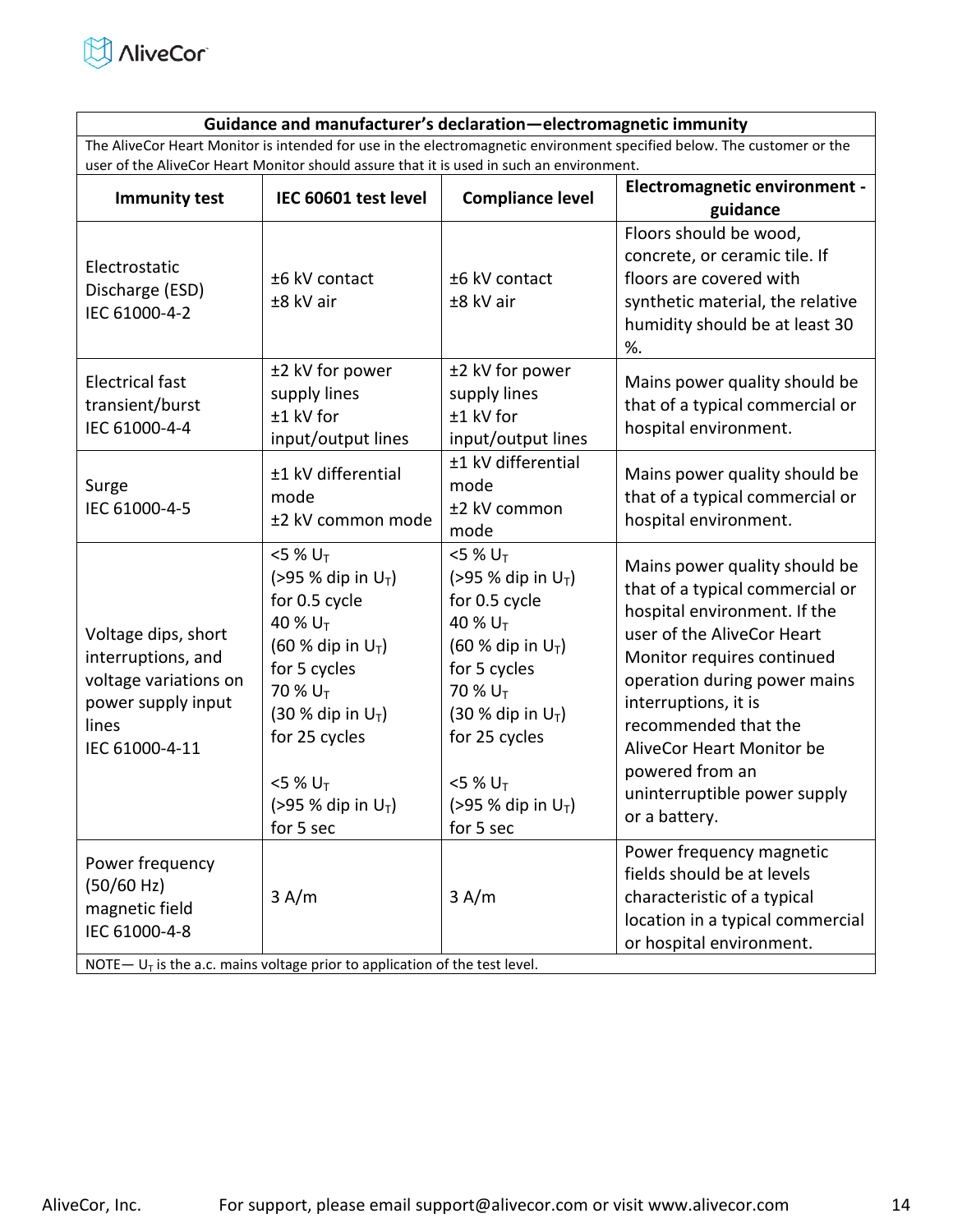| Guidance and manufacturer's declaration—electromagnetic immunity | | | |
|---|---|---|---|
| The AliveCor Heart Monitor is intended for use in the electromagnetic environment specified below. The customer or the user of the AliveCor Heart Monitor should assure that it is used in such an environment. | | | |
| **Immunity test** | **IEC 60601 test level** | **Compliance level** | **Electromagnetic environment - guidance** |
| Electrostatic Discharge (ESD) IEC 61000-4-2 | ±6 kV contact<br>±8 kV air | ±6 kV contact<br>±8 kV air | Floors should be wood, concrete, or ceramic tile. If floors are covered with synthetic material, the relative humidity should be at least 30 %. |
| Electrical fast transient/burst IEC 61000-4-4 | ±2 kV for power supply lines<br>±1 kV for input/output lines | ±2 kV for power supply lines<br>±1 kV for input/output lines | Mains power quality should be that of a typical commercial or hospital environment. |
| Surge IEC 61000-4-5 | ±1 kV differential mode<br>±2 kV common mode | ±1 kV differential mode<br>±2 kV common mode | Mains power quality should be that of a typical commercial or hospital environment. |
| Voltage dips, short interruptions, and voltage variations on power supply input lines IEC 61000-4-11 | <5 % $U_T$ (>95 % dip in $U_T$) for 0.5 cycle<br>40 % $U_T$ (60 % dip in $U_T$) for 5 cycles<br>70 % $U_T$ (30 % dip in $U_T$) for 25 cycles<br><br><5 % $U_T$ (>95 % dip in $U_T$) for 5 sec | <5 % $U_T$ (>95 % dip in $U_T$) for 0.5 cycle<br>40 % $U_T$ (60 % dip in $U_T$) for 5 cycles<br>70 % $U_T$ (30 % dip in $U_T$) for 25 cycles<br><br><5 % $U_T$ (>95 % dip in $U_T$) for 5 sec | Mains power quality should be that of a typical commercial or hospital environment. If the user of the AliveCor Heart Monitor requires continued operation during power mains interruptions, it is recommended that the AliveCor Heart Monitor be powered from an uninterruptible power supply or a battery. |
| Power frequency (50/60 Hz) magnetic field IEC 61000-4-8 | 3 A/m | 3 A/m | Power frequency magnetic fields should be at levels characteristic of a typical location in a typical commercial or hospital environment. |
| NOTE— $U_T$ is the a.c. mains voltage prior to application of the test level. | | | |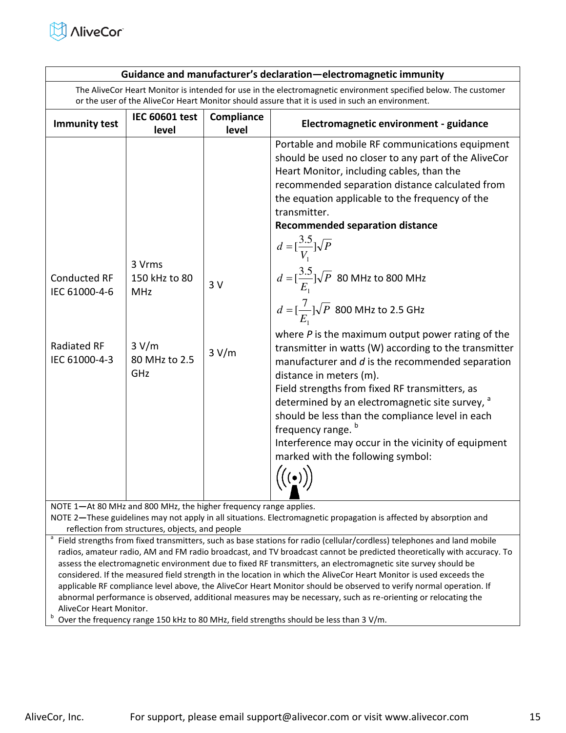| Guidance and manufacturer's declaration—electromagnetic immunity | | | |
|---|---|---|---|
| The AliveCor Heart Monitor is intended for use in the electromagnetic environment specified below. The customer or the user of the AliveCor Heart Monitor should assure that it is used in such an environment. | | | |
| **Immunity test** | **IEC 60601 test level** | **Compliance level** | **Electromagnetic environment - guidance** |
| Conducted RF IEC 61000-4-6<br><br>Radiated RF IEC 61000-4-3 | 3 Vrms 150 kHz to 80 MHz<br><br>3 V/m 80 MHz to 2.5 GHz | 3 V<br><br>3 V/m | Portable and mobile RF communications equipment should be used no closer to any part of the AliveCor Heart Monitor, including cables, than the recommended separation distance calculated from the equation applicable to the frequency of the transmitter.<br>**Recommended separation distance**<br>$d = [\frac{3.5}{V_1}]\sqrt{P}$<br>$d = [\frac{3.5}{E_1}]\sqrt{P}$ 80 MHz to 800 MHz<br>$d = [\frac{7}{E_1}]\sqrt{P}$ 800 MHz to 2.5 GHz<br>where *P* is the maximum output power rating of the transmitter in watts (W) according to the transmitter manufacturer and *d* is the recommended separation distance in meters (m).<br>Field strengths from fixed RF transmitters, as determined by an electromagnetic site survey, [a] should be less than the compliance level in each frequency range. [b]<br>Interference may occur in the vicinity of equipment marked with the following symbol: |

NOTE 1—At 80 MHz and 800 MHz, the higher frequency range applies.
NOTE 2—These guidelines may not apply in all situations. Electromagnetic propagation is affected by absorption and reflection from structures, objects, and people

[a] Field strengths from fixed transmitters, such as base stations for radio (cellular/cordless) telephones and land mobile radios, amateur radio, AM and FM radio broadcast, and TV broadcast cannot be predicted theoretically with accuracy. To assess the electromagnetic environment due to fixed RF transmitters, an electromagnetic site survey should be considered. If the measured field strength in the location in which the AliveCor Heart Monitor is used exceeds the applicable RF compliance level above, the AliveCor Heart Monitor should be observed to verify normal operation. If abnormal performance is observed, additional measures may be necessary, such as re-orienting or relocating the AliveCor Heart Monitor.

[b] Over the frequency range 150 kHz to 80 MHz, field strengths should be less than 3 V/m.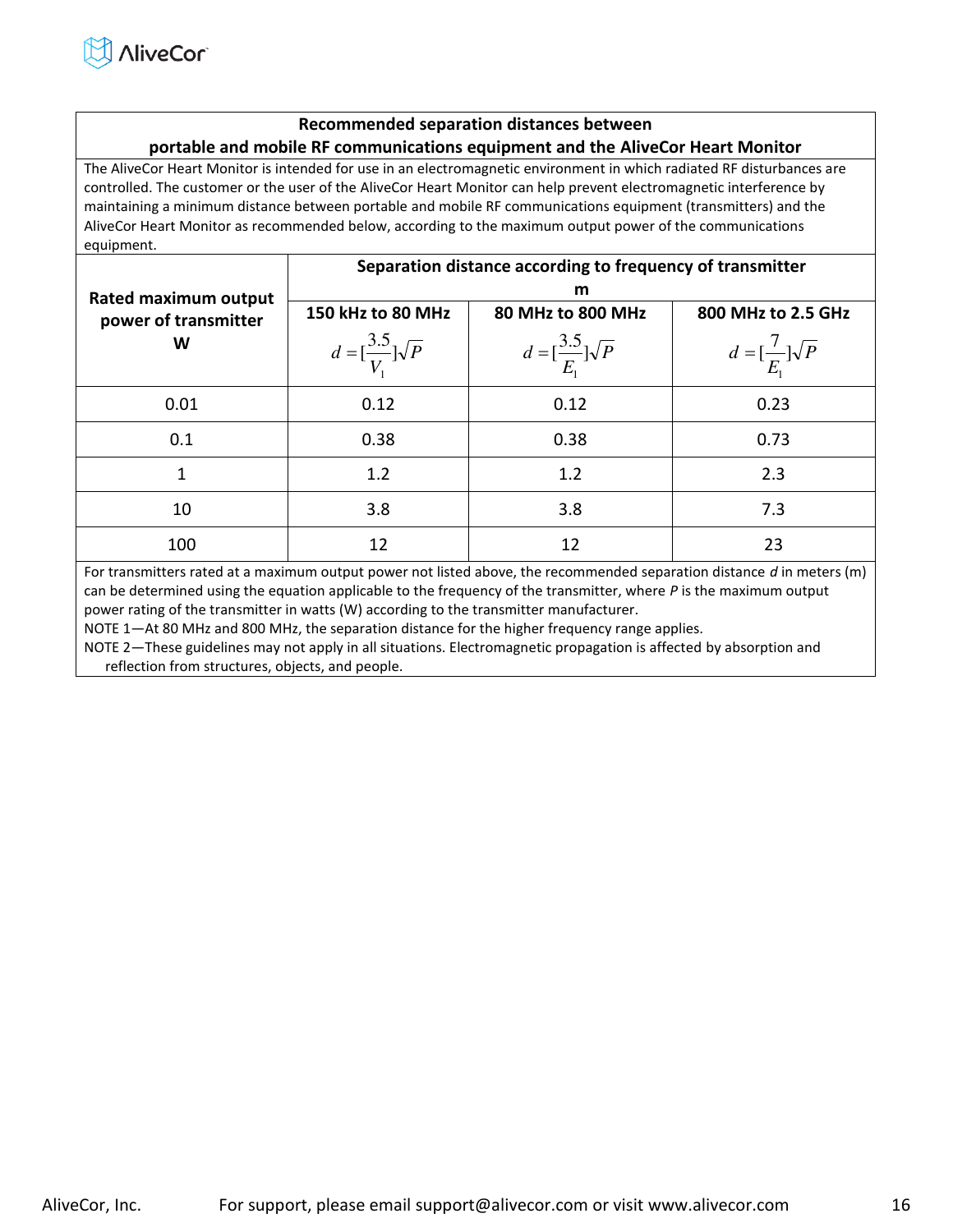| **Recommended separation distances between portable and mobile RF communications equipment and the AliveCor Heart Monitor** | | | |
|---|---|---|---|
| The AliveCor Heart Monitor is intended for use in an electromagnetic environment in which radiated RF disturbances are controlled. The customer or the user of the AliveCor Heart Monitor can help prevent electromagnetic interference by maintaining a minimum distance between portable and mobile RF communications equipment (transmitters) and the AliveCor Heart Monitor as recommended below, according to the maximum output power of the communications equipment. | | | |
| **Rated maximum output power of transmitter W** | **Separation distance according to frequency of transmitter m** | | |
| | **150 kHz to 80 MHz** $d = [\frac{3.5}{V_1}]\sqrt{P}$ | **80 MHz to 800 MHz** $d = [\frac{3.5}{E_1}]\sqrt{P}$ | **800 MHz to 2.5 GHz** $d = [\frac{7}{E_1}]\sqrt{P}$ |
| 0.01 | 0.12 | 0.12 | 0.23 |
| 0.1 | 0.38 | 0.38 | 0.73 |
| 1 | 1.2 | 1.2 | 2.3 |
| 10 | 3.8 | 3.8 | 7.3 |
| 100 | 12 | 12 | 23 |

For transmitters rated at a maximum output power not listed above, the recommended separation distance *d* in meters (m) can be determined using the equation applicable to the frequency of the transmitter, where *P* is the maximum output power rating of the transmitter in watts (W) according to the transmitter manufacturer.

NOTE 1—At 80 MHz and 800 MHz, the separation distance for the higher frequency range applies.

NOTE 2—These guidelines may not apply in all situations. Electromagnetic propagation is affected by absorption and reflection from structures, objects, and people.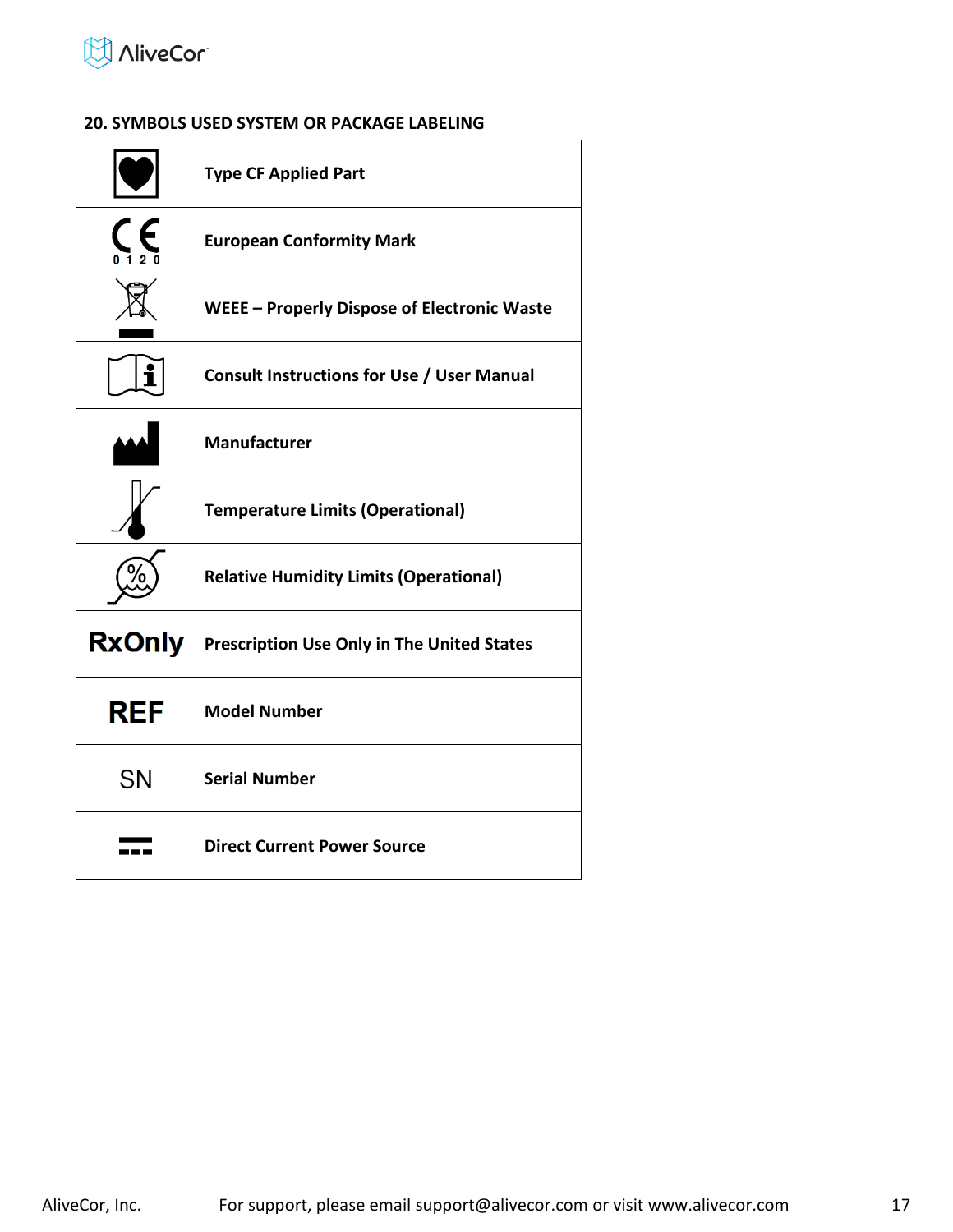## 20. SYMBOLS USED SYSTEM OR PACKAGE LABELING

| | |
|---|---|
| | **Type CF Applied Part** |
| CE 0120 | **European Conformity Mark** |
| | **WEEE – Properly Dispose of Electronic Waste** |
| | **Consult Instructions for Use / User Manual** |
| | **Manufacturer** |
| | **Temperature Limits (Operational)** |
| % | **Relative Humidity Limits (Operational)** |
| RxOnly | **Prescription Use Only in The United States** |
| REF | **Model Number** |
| SN | **Serial Number** |
| | **Direct Current Power Source** |

AliveCor, Inc. For support, please email support@alivecor.com or visit www.alivecor.com